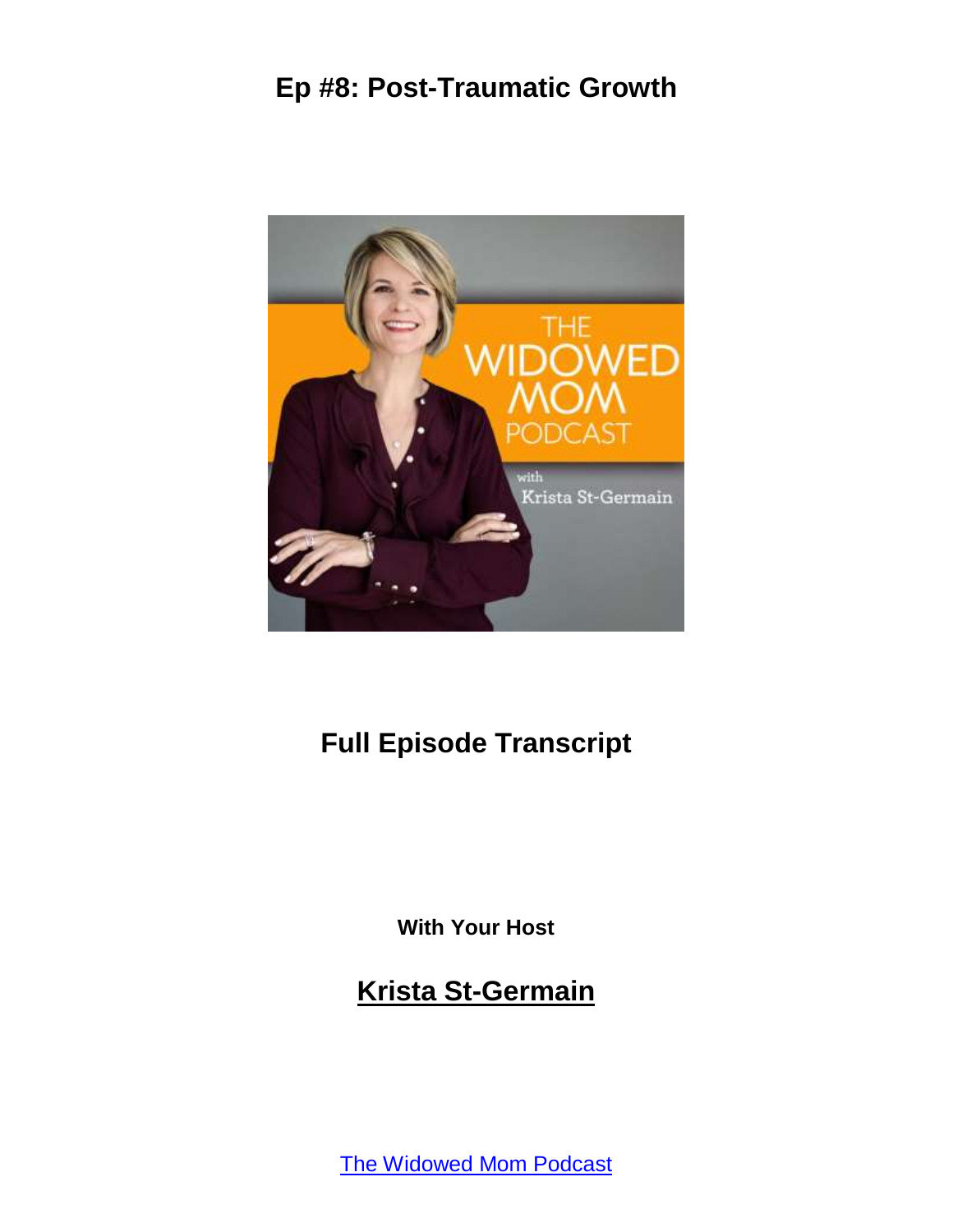# Ep #8: Post-Traumatic Growth

## Full Episode Transcript

**With Your Host**

## Krista St-Germain

The Widowed Mom Podcast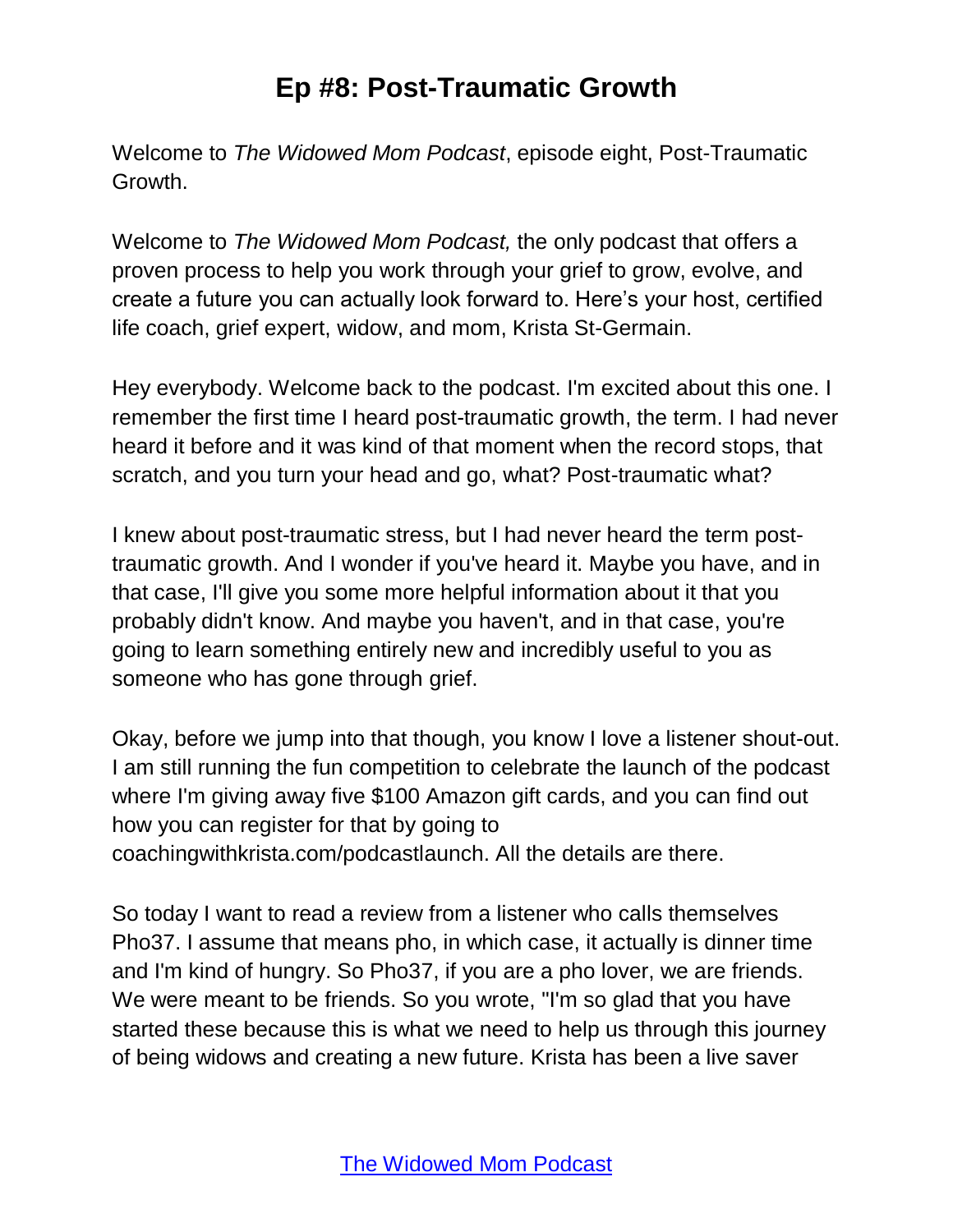# Ep #8: Post-Traumatic Growth

Welcome to *The Widowed Mom Podcast*, episode eight, Post-Traumatic Growth.

Welcome to *The Widowed Mom Podcast,* the only podcast that offers a proven process to help you work through your grief to grow, evolve, and create a future you can actually look forward to. Here's your host, certified life coach, grief expert, widow, and mom, Krista St-Germain.

Hey everybody. Welcome back to the podcast. I'm excited about this one. I remember the first time I heard post-traumatic growth, the term. I had never heard it before and it was kind of that moment when the record stops, that scratch, and you turn your head and go, what? Post-traumatic what?

I knew about post-traumatic stress, but I had never heard the term post-traumatic growth. And I wonder if you've heard it. Maybe you have, and in that case, I'll give you some more helpful information about it that you probably didn't know. And maybe you haven't, and in that case, you're going to learn something entirely new and incredibly useful to you as someone who has gone through grief.

Okay, before we jump into that though, you know I love a listener shout-out. I am still running the fun competition to celebrate the launch of the podcast where I'm giving away five $100 Amazon gift cards, and you can find out how you can register for that by going to coachingwithkrista.com/podcastlaunch. All the details are there.

So today I want to read a review from a listener who calls themselves Pho37. I assume that means pho, in which case, it actually is dinner time and I'm kind of hungry. So Pho37, if you are a pho lover, we are friends. We were meant to be friends. So you wrote, "I'm so glad that you have started these because this is what we need to help us through this journey of being widows and creating a new future. Krista has been a live saver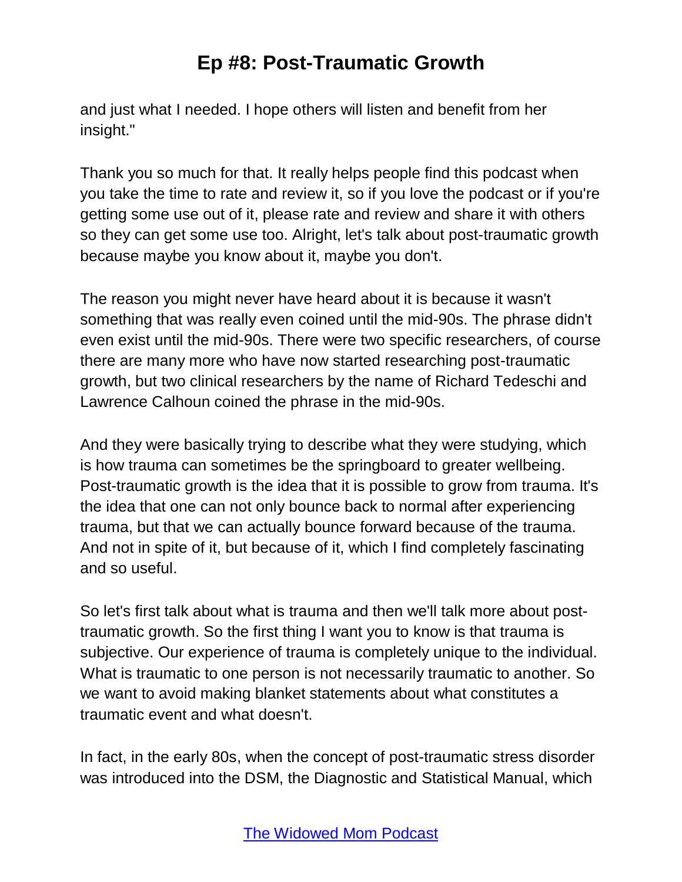and just what I needed. I hope others will listen and benefit from her insight."

Thank you so much for that. It really helps people find this podcast when you take the time to rate and review it, so if you love the podcast or if you're getting some use out of it, please rate and review and share it with others so they can get some use too. Alright, let's talk about post-traumatic growth because maybe you know about it, maybe you don't.

The reason you might never have heard about it is because it wasn't something that was really even coined until the mid-90s. The phrase didn't even exist until the mid-90s. There were two specific researchers, of course there are many more who have now started researching post-traumatic growth, but two clinical researchers by the name of Richard Tedeschi and Lawrence Calhoun coined the phrase in the mid-90s.

And they were basically trying to describe what they were studying, which is how trauma can sometimes be the springboard to greater wellbeing. Post-traumatic growth is the idea that it is possible to grow from trauma. It's the idea that one can not only bounce back to normal after experiencing trauma, but that we can actually bounce forward because of the trauma. And not in spite of it, but because of it, which I find completely fascinating and so useful.

So let's first talk about what is trauma and then we'll talk more about post-traumatic growth. So the first thing I want you to know is that trauma is subjective. Our experience of trauma is completely unique to the individual. What is traumatic to one person is not necessarily traumatic to another. So we want to avoid making blanket statements about what constitutes a traumatic event and what doesn't.

In fact, in the early 80s, when the concept of post-traumatic stress disorder was introduced into the DSM, the Diagnostic and Statistical Manual, which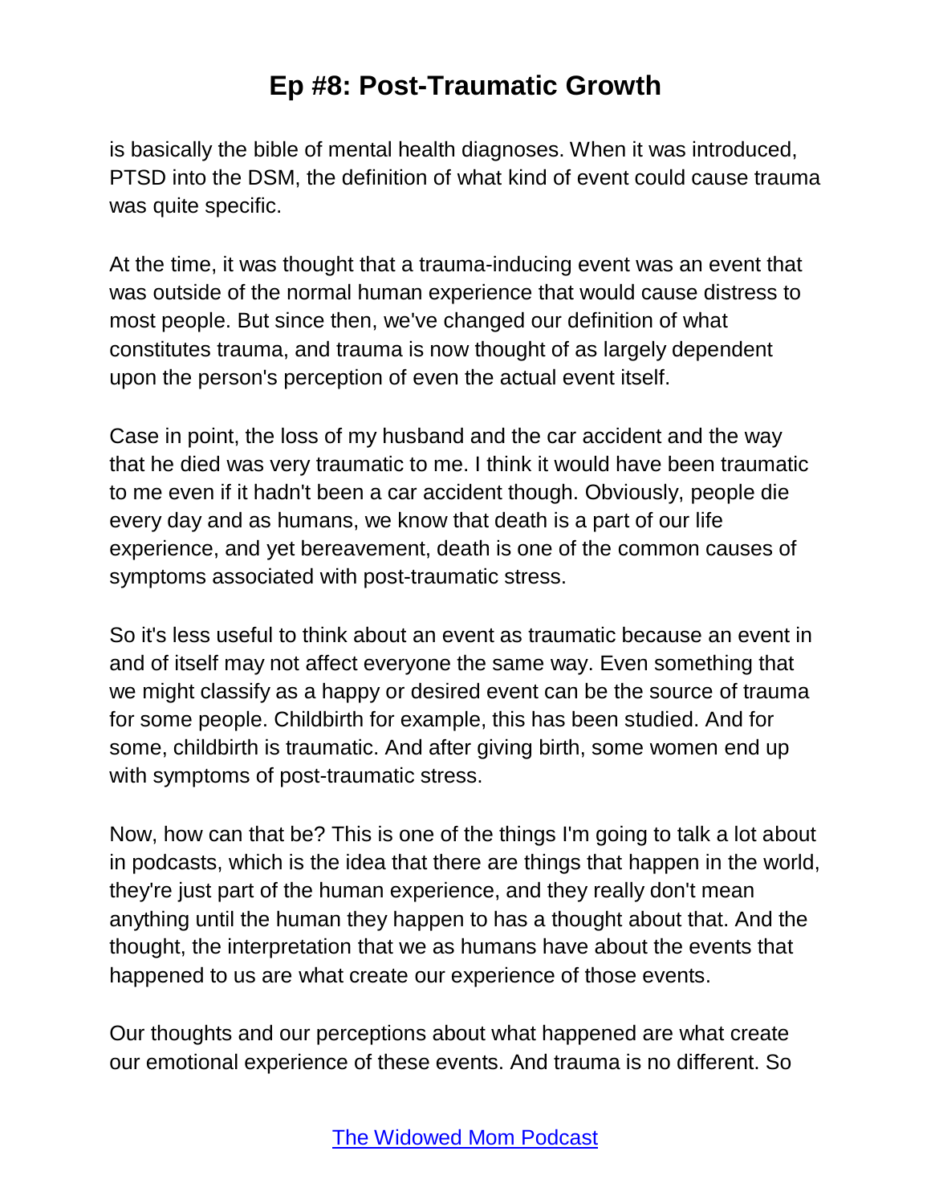is basically the bible of mental health diagnoses. When it was introduced, PTSD into the DSM, the definition of what kind of event could cause trauma was quite specific.

At the time, it was thought that a trauma-inducing event was an event that was outside of the normal human experience that would cause distress to most people. But since then, we've changed our definition of what constitutes trauma, and trauma is now thought of as largely dependent upon the person's perception of even the actual event itself.

Case in point, the loss of my husband and the car accident and the way that he died was very traumatic to me. I think it would have been traumatic to me even if it hadn't been a car accident though. Obviously, people die every day and as humans, we know that death is a part of our life experience, and yet bereavement, death is one of the common causes of symptoms associated with post-traumatic stress.

So it's less useful to think about an event as traumatic because an event in and of itself may not affect everyone the same way. Even something that we might classify as a happy or desired event can be the source of trauma for some people. Childbirth for example, this has been studied. And for some, childbirth is traumatic. And after giving birth, some women end up with symptoms of post-traumatic stress.

Now, how can that be? This is one of the things I'm going to talk a lot about in podcasts, which is the idea that there are things that happen in the world, they're just part of the human experience, and they really don't mean anything until the human they happen to has a thought about that. And the thought, the interpretation that we as humans have about the events that happened to us are what create our experience of those events.

Our thoughts and our perceptions about what happened are what create our emotional experience of these events. And trauma is no different. So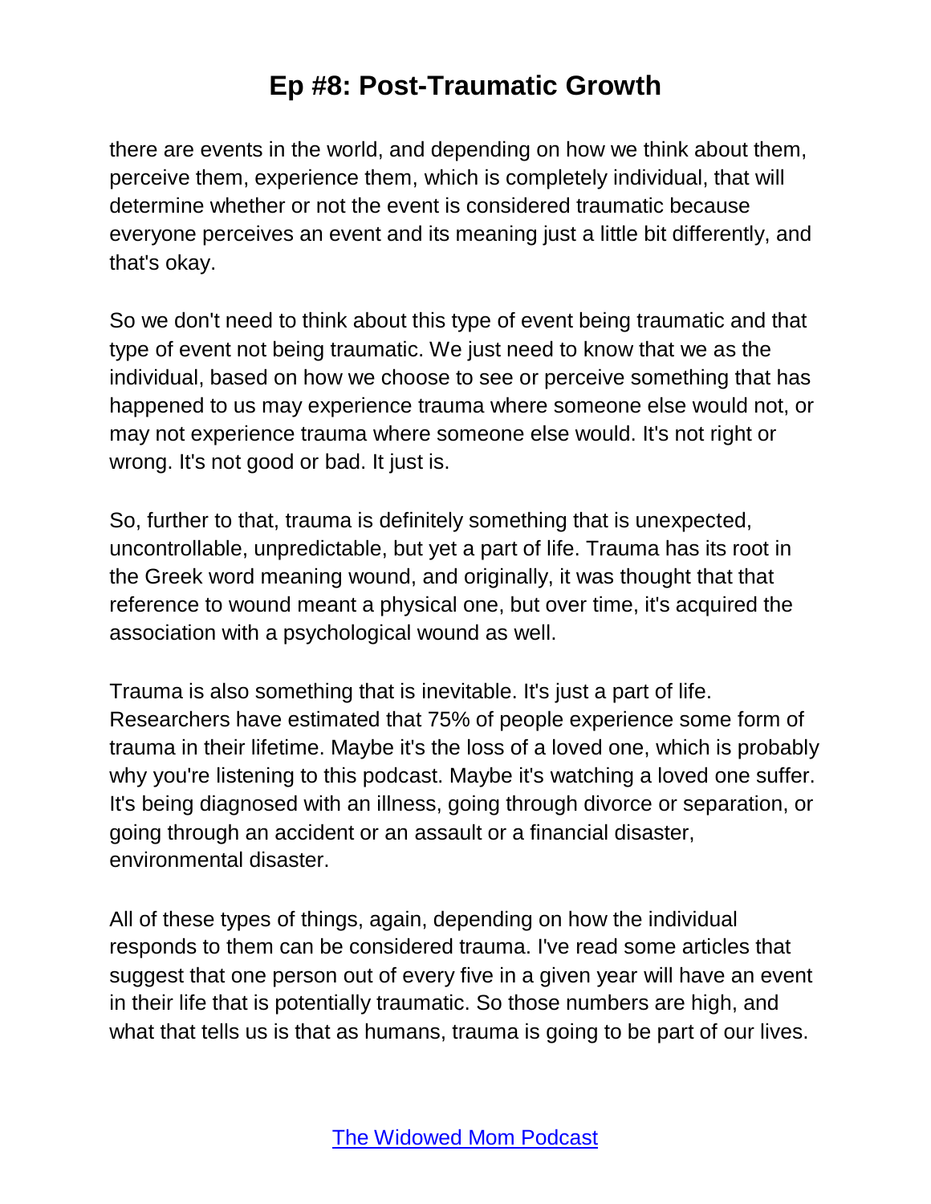there are events in the world, and depending on how we think about them, perceive them, experience them, which is completely individual, that will determine whether or not the event is considered traumatic because everyone perceives an event and its meaning just a little bit differently, and that's okay.

So we don't need to think about this type of event being traumatic and that type of event not being traumatic. We just need to know that we as the individual, based on how we choose to see or perceive something that has happened to us may experience trauma where someone else would not, or may not experience trauma where someone else would. It's not right or wrong. It's not good or bad. It just is.

So, further to that, trauma is definitely something that is unexpected, uncontrollable, unpredictable, but yet a part of life. Trauma has its root in the Greek word meaning wound, and originally, it was thought that that reference to wound meant a physical one, but over time, it's acquired the association with a psychological wound as well.

Trauma is also something that is inevitable. It's just a part of life. Researchers have estimated that 75% of people experience some form of trauma in their lifetime. Maybe it's the loss of a loved one, which is probably why you're listening to this podcast. Maybe it's watching a loved one suffer. It's being diagnosed with an illness, going through divorce or separation, or going through an accident or an assault or a financial disaster, environmental disaster.

All of these types of things, again, depending on how the individual responds to them can be considered trauma. I've read some articles that suggest that one person out of every five in a given year will have an event in their life that is potentially traumatic. So those numbers are high, and what that tells us is that as humans, trauma is going to be part of our lives.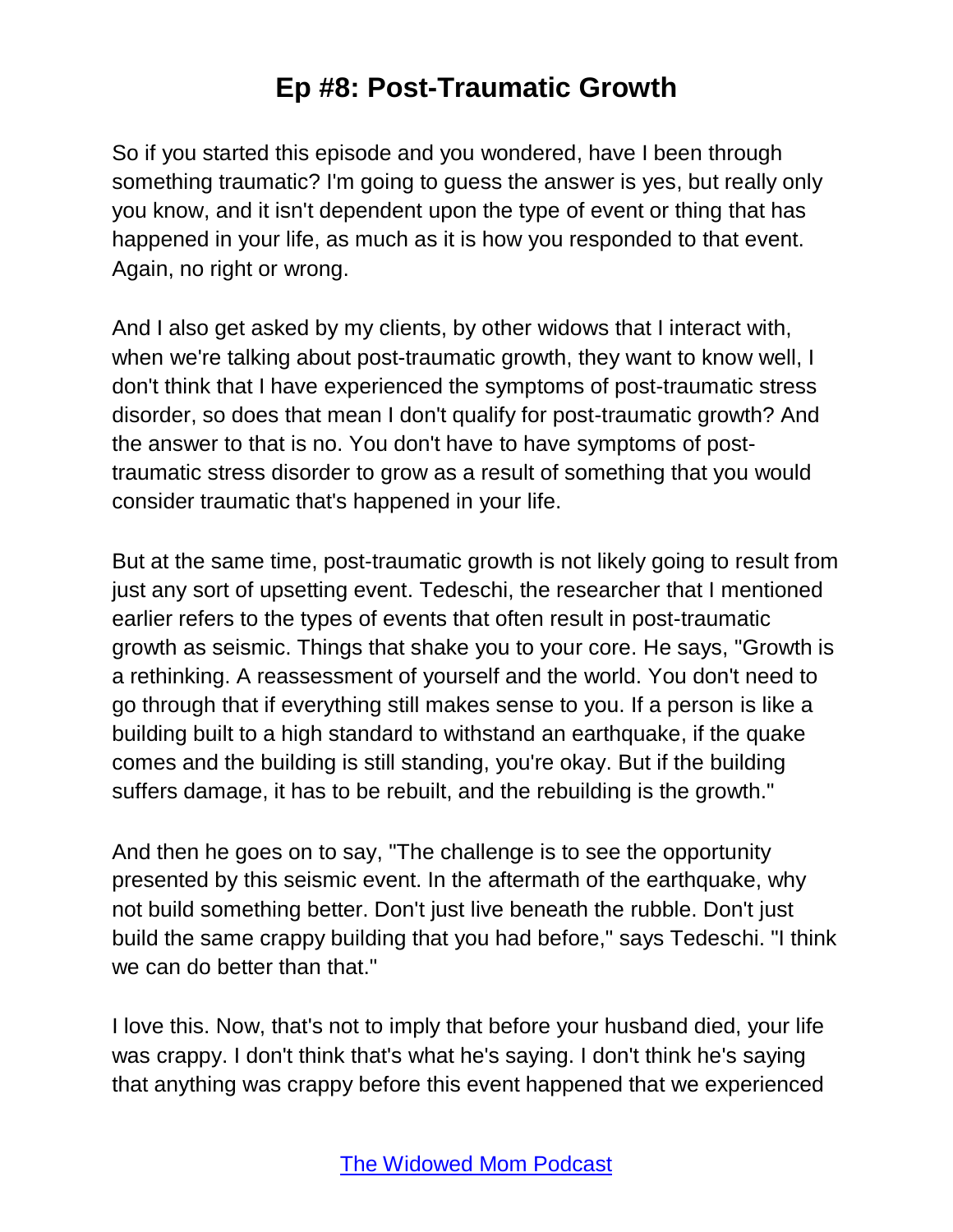So if you started this episode and you wondered, have I been through something traumatic? I'm going to guess the answer is yes, but really only you know, and it isn't dependent upon the type of event or thing that has happened in your life, as much as it is how you responded to that event. Again, no right or wrong.

And I also get asked by my clients, by other widows that I interact with, when we're talking about post-traumatic growth, they want to know well, I don't think that I have experienced the symptoms of post-traumatic stress disorder, so does that mean I don't qualify for post-traumatic growth? And the answer to that is no. You don't have to have symptoms of post-traumatic stress disorder to grow as a result of something that you would consider traumatic that's happened in your life.

But at the same time, post-traumatic growth is not likely going to result from just any sort of upsetting event. Tedeschi, the researcher that I mentioned earlier refers to the types of events that often result in post-traumatic growth as seismic. Things that shake you to your core. He says, "Growth is a rethinking. A reassessment of yourself and the world. You don't need to go through that if everything still makes sense to you. If a person is like a building built to a high standard to withstand an earthquake, if the quake comes and the building is still standing, you're okay. But if the building suffers damage, it has to be rebuilt, and the rebuilding is the growth."

And then he goes on to say, "The challenge is to see the opportunity presented by this seismic event. In the aftermath of the earthquake, why not build something better. Don't just live beneath the rubble. Don't just build the same crappy building that you had before," says Tedeschi. "I think we can do better than that."

I love this. Now, that's not to imply that before your husband died, your life was crappy. I don't think that's what he's saying. I don't think he's saying that anything was crappy before this event happened that we experienced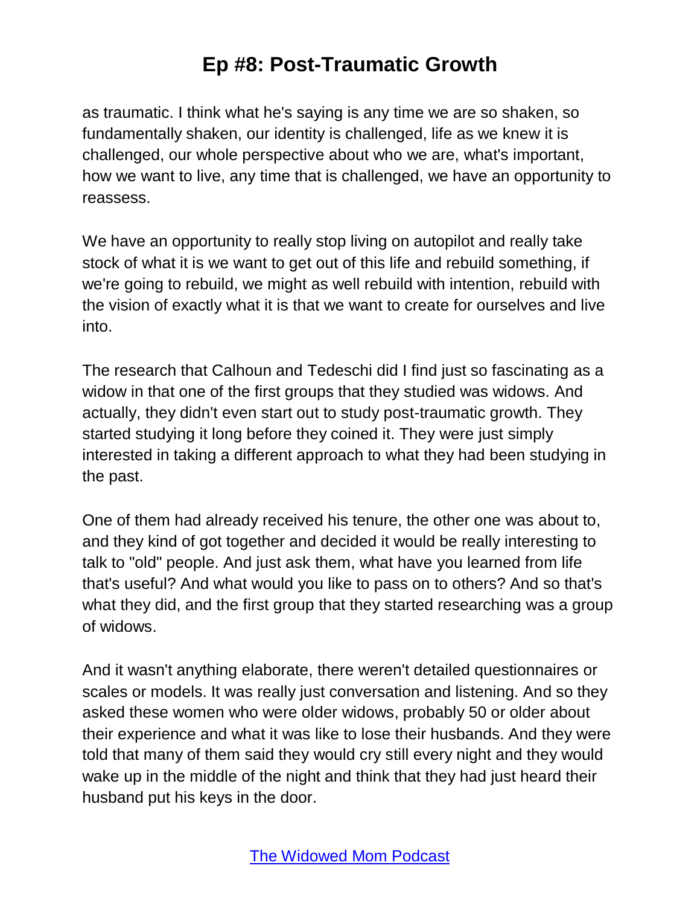as traumatic. I think what he's saying is any time we are so shaken, so fundamentally shaken, our identity is challenged, life as we knew it is challenged, our whole perspective about who we are, what's important, how we want to live, any time that is challenged, we have an opportunity to reassess.

We have an opportunity to really stop living on autopilot and really take stock of what it is we want to get out of this life and rebuild something, if we're going to rebuild, we might as well rebuild with intention, rebuild with the vision of exactly what it is that we want to create for ourselves and live into.

The research that Calhoun and Tedeschi did I find just so fascinating as a widow in that one of the first groups that they studied was widows. And actually, they didn't even start out to study post-traumatic growth. They started studying it long before they coined it. They were just simply interested in taking a different approach to what they had been studying in the past.

One of them had already received his tenure, the other one was about to, and they kind of got together and decided it would be really interesting to talk to "old" people. And just ask them, what have you learned from life that's useful? And what would you like to pass on to others? And so that's what they did, and the first group that they started researching was a group of widows.

And it wasn't anything elaborate, there weren't detailed questionnaires or scales or models. It was really just conversation and listening. And so they asked these women who were older widows, probably 50 or older about their experience and what it was like to lose their husbands. And they were told that many of them said they would cry still every night and they would wake up in the middle of the night and think that they had just heard their husband put his keys in the door.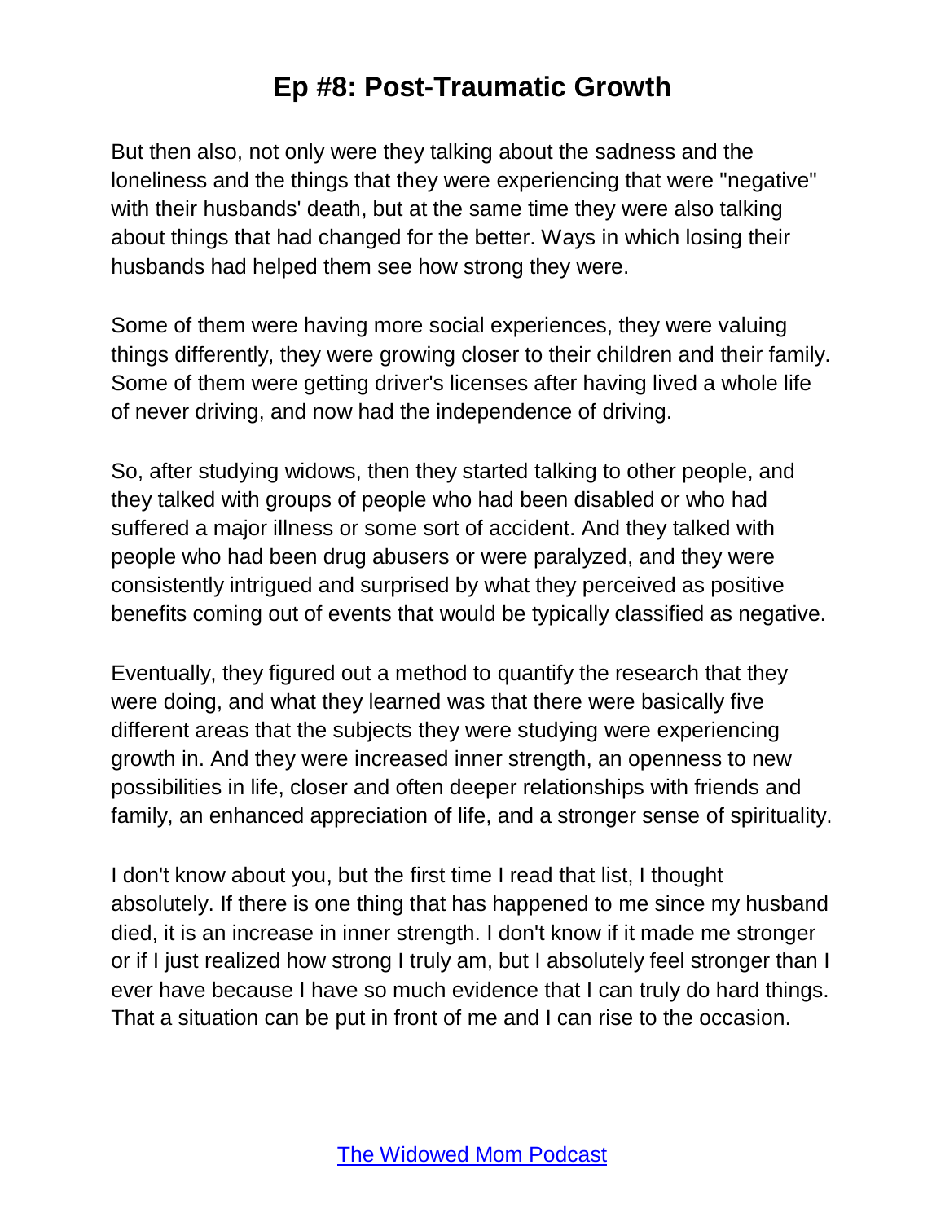But then also, not only were they talking about the sadness and the loneliness and the things that they were experiencing that were "negative" with their husbands' death, but at the same time they were also talking about things that had changed for the better. Ways in which losing their husbands had helped them see how strong they were.

Some of them were having more social experiences, they were valuing things differently, they were growing closer to their children and their family. Some of them were getting driver's licenses after having lived a whole life of never driving, and now had the independence of driving.

So, after studying widows, then they started talking to other people, and they talked with groups of people who had been disabled or who had suffered a major illness or some sort of accident. And they talked with people who had been drug abusers or were paralyzed, and they were consistently intrigued and surprised by what they perceived as positive benefits coming out of events that would be typically classified as negative.

Eventually, they figured out a method to quantify the research that they were doing, and what they learned was that there were basically five different areas that the subjects they were studying were experiencing growth in. And they were increased inner strength, an openness to new possibilities in life, closer and often deeper relationships with friends and family, an enhanced appreciation of life, and a stronger sense of spirituality.

I don't know about you, but the first time I read that list, I thought absolutely. If there is one thing that has happened to me since my husband died, it is an increase in inner strength. I don't know if it made me stronger or if I just realized how strong I truly am, but I absolutely feel stronger than I ever have because I have so much evidence that I can truly do hard things. That a situation can be put in front of me and I can rise to the occasion.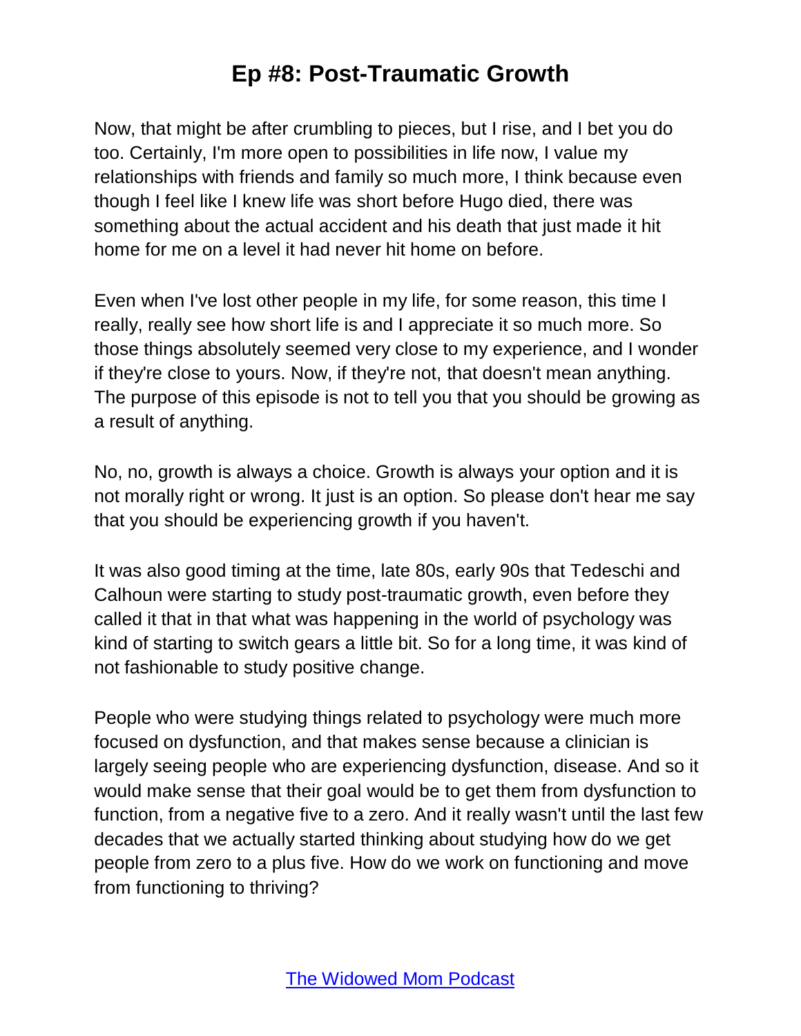Now, that might be after crumbling to pieces, but I rise, and I bet you do too. Certainly, I'm more open to possibilities in life now, I value my relationships with friends and family so much more, I think because even though I feel like I knew life was short before Hugo died, there was something about the actual accident and his death that just made it hit home for me on a level it had never hit home on before.

Even when I've lost other people in my life, for some reason, this time I really, really see how short life is and I appreciate it so much more. So those things absolutely seemed very close to my experience, and I wonder if they're close to yours. Now, if they're not, that doesn't mean anything. The purpose of this episode is not to tell you that you should be growing as a result of anything.

No, no, growth is always a choice. Growth is always your option and it is not morally right or wrong. It just is an option. So please don't hear me say that you should be experiencing growth if you haven't.

It was also good timing at the time, late 80s, early 90s that Tedeschi and Calhoun were starting to study post-traumatic growth, even before they called it that in that what was happening in the world of psychology was kind of starting to switch gears a little bit. So for a long time, it was kind of not fashionable to study positive change.

People who were studying things related to psychology were much more focused on dysfunction, and that makes sense because a clinician is largely seeing people who are experiencing dysfunction, disease. And so it would make sense that their goal would be to get them from dysfunction to function, from a negative five to a zero. And it really wasn't until the last few decades that we actually started thinking about studying how do we get people from zero to a plus five. How do we work on functioning and move from functioning to thriving?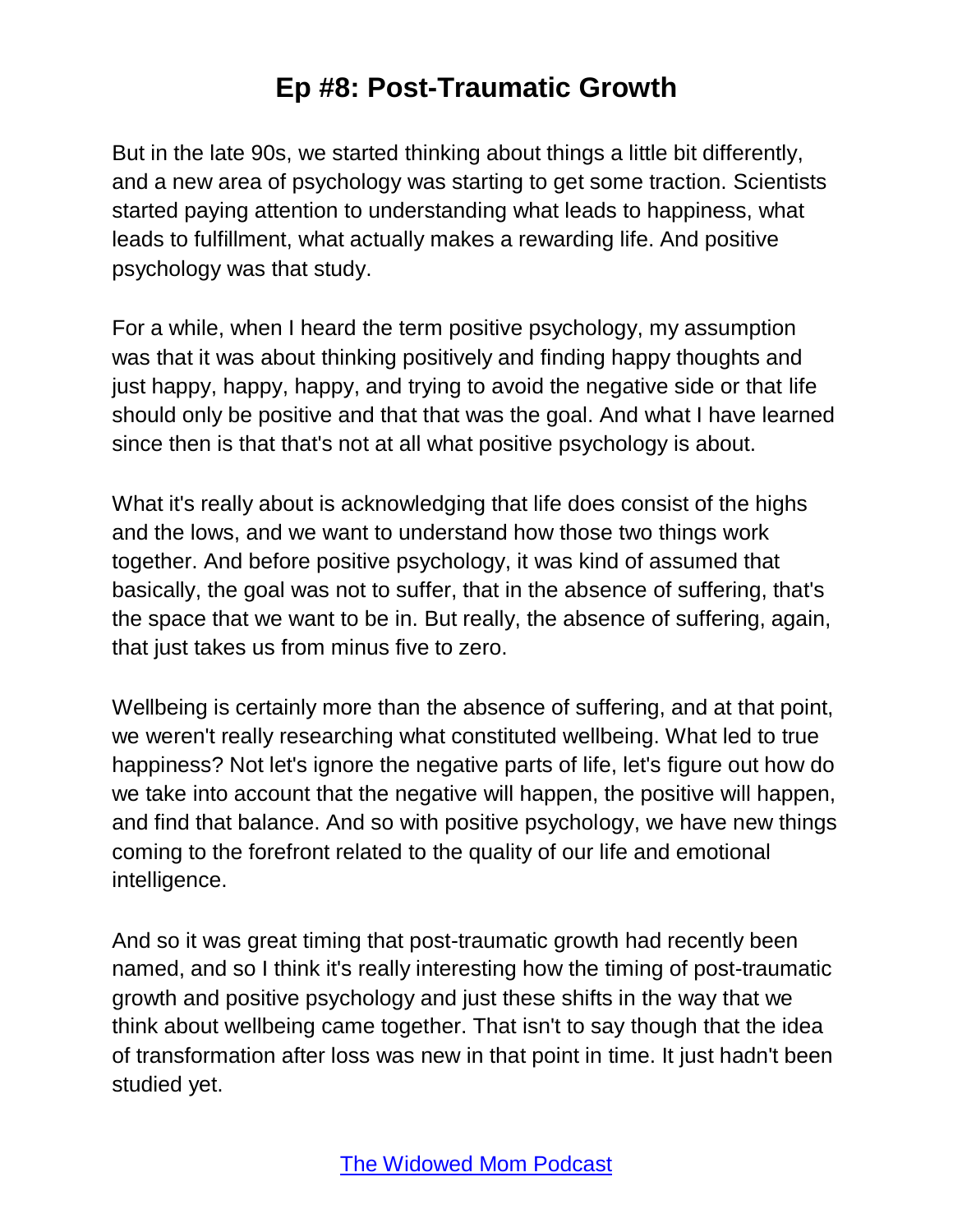But in the late 90s, we started thinking about things a little bit differently, and a new area of psychology was starting to get some traction. Scientists started paying attention to understanding what leads to happiness, what leads to fulfillment, what actually makes a rewarding life. And positive psychology was that study.

For a while, when I heard the term positive psychology, my assumption was that it was about thinking positively and finding happy thoughts and just happy, happy, happy, and trying to avoid the negative side or that life should only be positive and that that was the goal. And what I have learned since then is that that's not at all what positive psychology is about.

What it's really about is acknowledging that life does consist of the highs and the lows, and we want to understand how those two things work together. And before positive psychology, it was kind of assumed that basically, the goal was not to suffer, that in the absence of suffering, that's the space that we want to be in. But really, the absence of suffering, again, that just takes us from minus five to zero.

Wellbeing is certainly more than the absence of suffering, and at that point, we weren't really researching what constituted wellbeing. What led to true happiness? Not let's ignore the negative parts of life, let's figure out how do we take into account that the negative will happen, the positive will happen, and find that balance. And so with positive psychology, we have new things coming to the forefront related to the quality of our life and emotional intelligence.

And so it was great timing that post-traumatic growth had recently been named, and so I think it's really interesting how the timing of post-traumatic growth and positive psychology and just these shifts in the way that we think about wellbeing came together. That isn't to say though that the idea of transformation after loss was new in that point in time. It just hadn't been studied yet.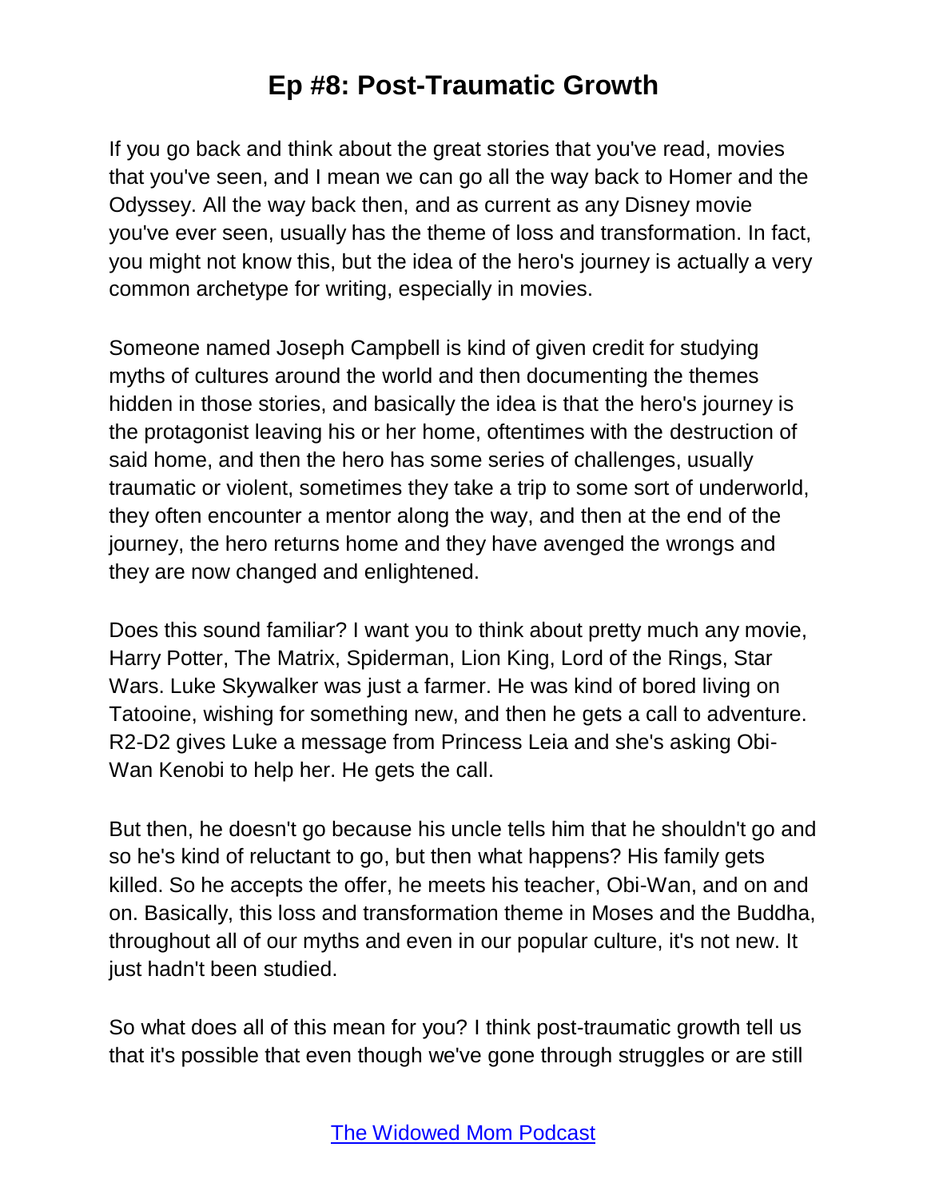# Ep #8: Post-Traumatic Growth

If you go back and think about the great stories that you've read, movies that you've seen, and I mean we can go all the way back to Homer and the Odyssey. All the way back then, and as current as any Disney movie you've ever seen, usually has the theme of loss and transformation. In fact, you might not know this, but the idea of the hero's journey is actually a very common archetype for writing, especially in movies.

Someone named Joseph Campbell is kind of given credit for studying myths of cultures around the world and then documenting the themes hidden in those stories, and basically the idea is that the hero's journey is the protagonist leaving his or her home, oftentimes with the destruction of said home, and then the hero has some series of challenges, usually traumatic or violent, sometimes they take a trip to some sort of underworld, they often encounter a mentor along the way, and then at the end of the journey, the hero returns home and they have avenged the wrongs and they are now changed and enlightened.

Does this sound familiar? I want you to think about pretty much any movie, Harry Potter, The Matrix, Spiderman, Lion King, Lord of the Rings, Star Wars. Luke Skywalker was just a farmer. He was kind of bored living on Tatooine, wishing for something new, and then he gets a call to adventure. R2-D2 gives Luke a message from Princess Leia and she's asking Obi-Wan Kenobi to help her. He gets the call.

But then, he doesn't go because his uncle tells him that he shouldn't go and so he's kind of reluctant to go, but then what happens? His family gets killed. So he accepts the offer, he meets his teacher, Obi-Wan, and on and on. Basically, this loss and transformation theme in Moses and the Buddha, throughout all of our myths and even in our popular culture, it's not new. It just hadn't been studied.

So what does all of this mean for you? I think post-traumatic growth tell us that it's possible that even though we've gone through struggles or are still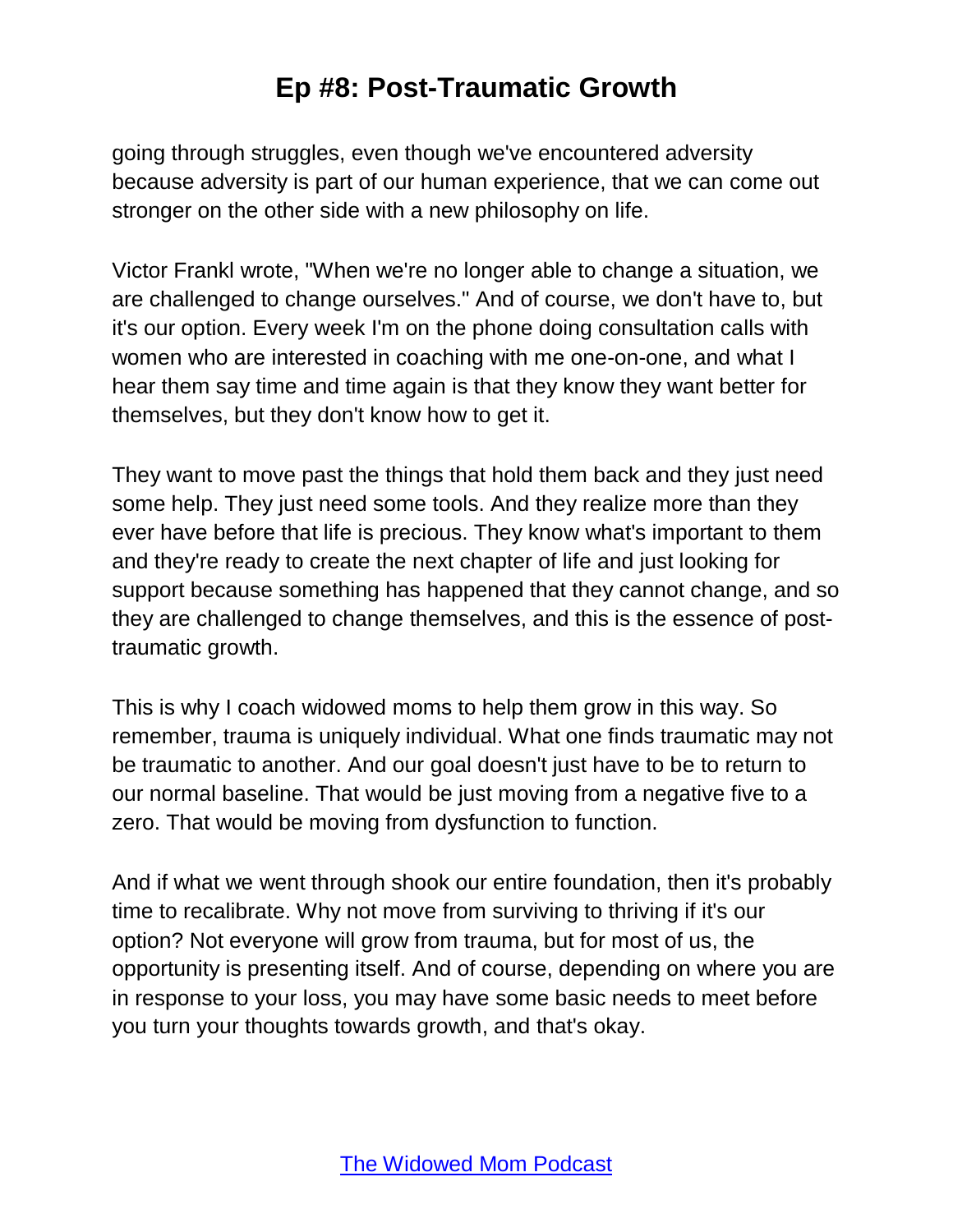going through struggles, even though we've encountered adversity because adversity is part of our human experience, that we can come out stronger on the other side with a new philosophy on life.

Victor Frankl wrote, "When we're no longer able to change a situation, we are challenged to change ourselves." And of course, we don't have to, but it's our option. Every week I'm on the phone doing consultation calls with women who are interested in coaching with me one-on-one, and what I hear them say time and time again is that they know they want better for themselves, but they don't know how to get it.

They want to move past the things that hold them back and they just need some help. They just need some tools. And they realize more than they ever have before that life is precious. They know what's important to them and they're ready to create the next chapter of life and just looking for support because something has happened that they cannot change, and so they are challenged to change themselves, and this is the essence of post-traumatic growth.

This is why I coach widowed moms to help them grow in this way. So remember, trauma is uniquely individual. What one finds traumatic may not be traumatic to another. And our goal doesn't just have to be to return to our normal baseline. That would be just moving from a negative five to a zero. That would be moving from dysfunction to function.

And if what we went through shook our entire foundation, then it's probably time to recalibrate. Why not move from surviving to thriving if it's our option? Not everyone will grow from trauma, but for most of us, the opportunity is presenting itself. And of course, depending on where you are in response to your loss, you may have some basic needs to meet before you turn your thoughts towards growth, and that's okay.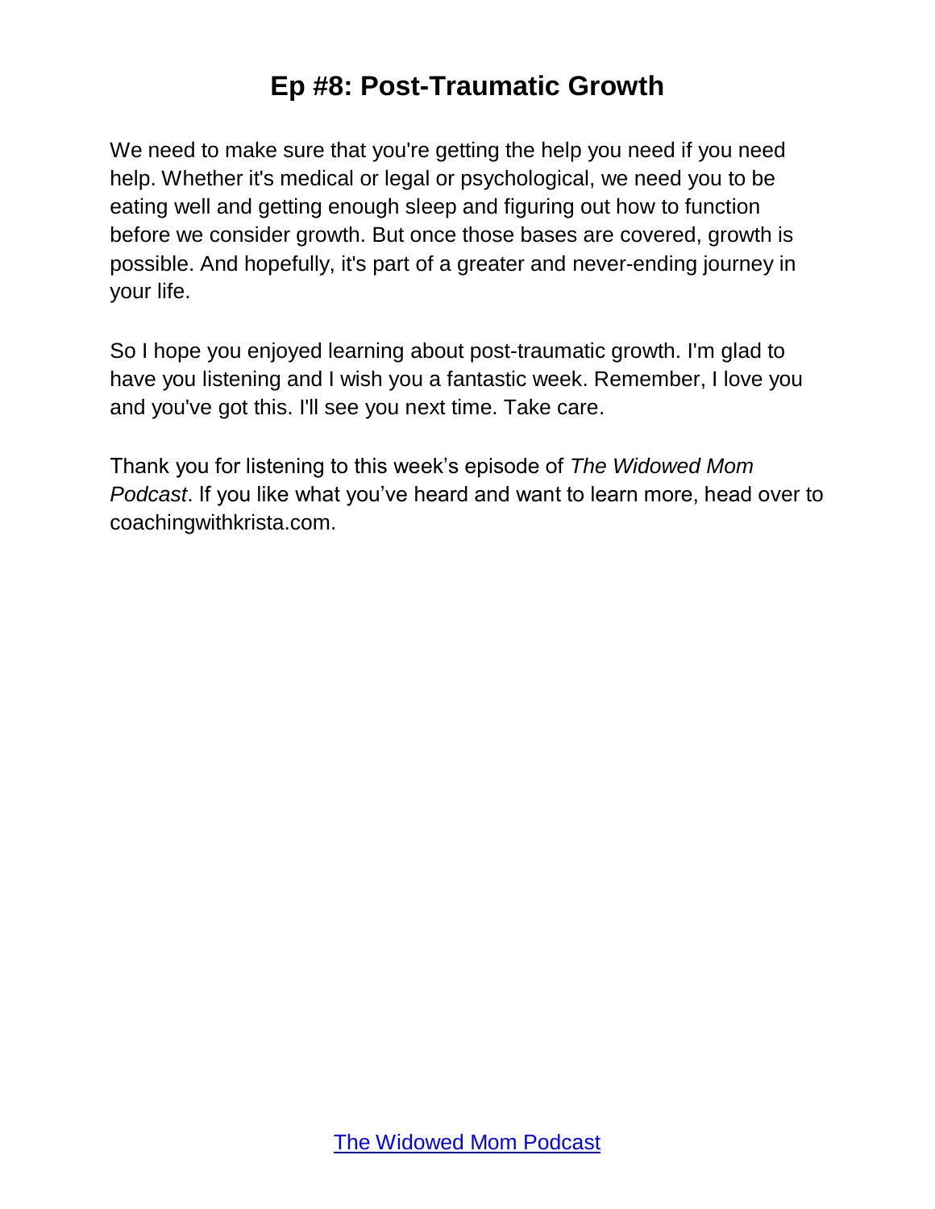We need to make sure that you're getting the help you need if you need help. Whether it's medical or legal or psychological, we need you to be eating well and getting enough sleep and figuring out how to function before we consider growth. But once those bases are covered, growth is possible. And hopefully, it's part of a greater and never-ending journey in your life.

So I hope you enjoyed learning about post-traumatic growth. I'm glad to have you listening and I wish you a fantastic week. Remember, I love you and you've got this. I'll see you next time. Take care.

Thank you for listening to this week's episode of *The Widowed Mom Podcast*. If you like what you've heard and want to learn more, head over to coachingwithkrista.com.